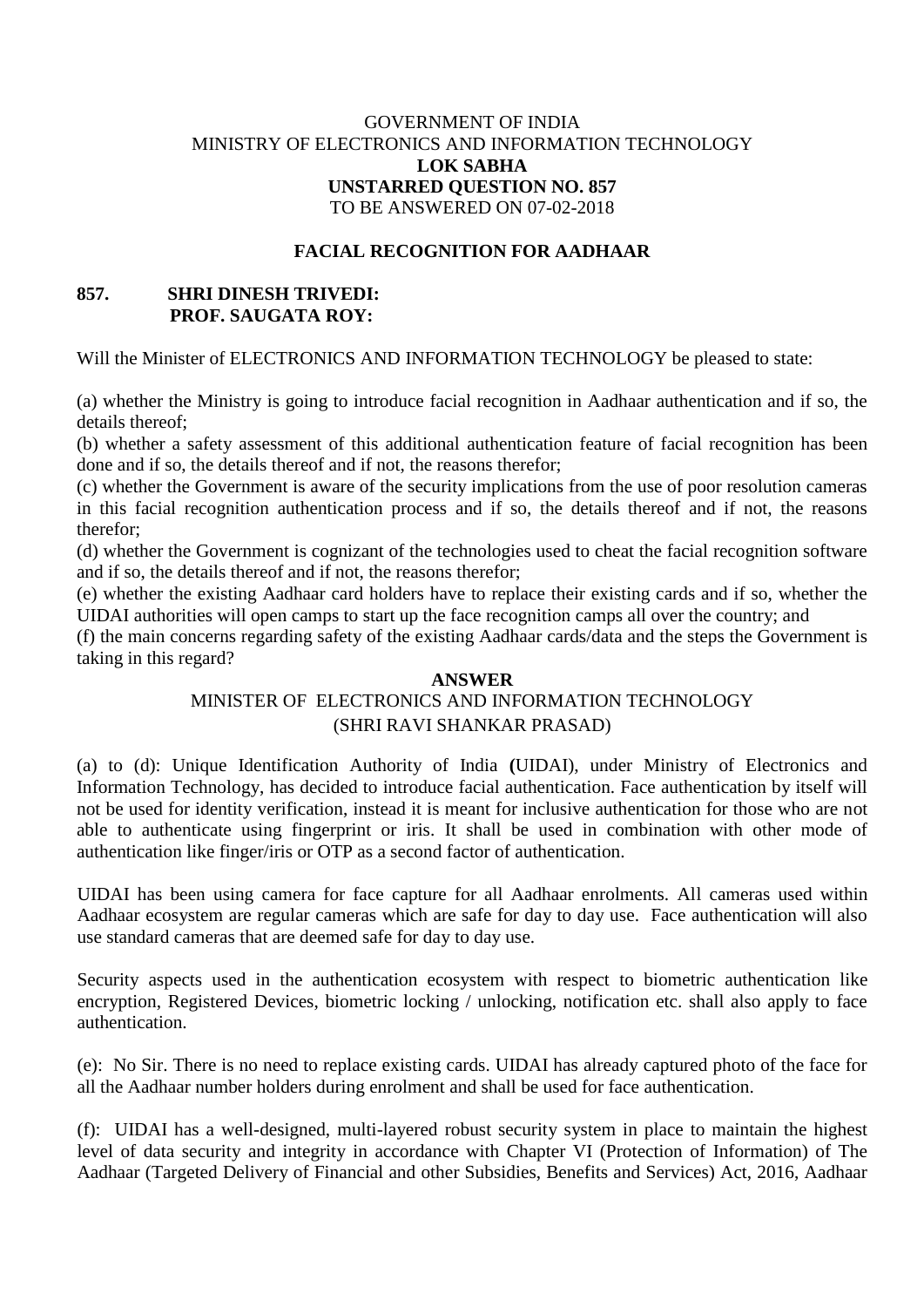GOVERNMENT OF INDIA
MINISTRY OF ELECTRONICS AND INFORMATION TECHNOLOGY
**LOK SABHA**
**UNSTARRED QUESTION NO. 857**
TO BE ANSWERED ON 07-02-2018

## FACIAL RECOGNITION FOR AADHAAR

**857. SHRI DINESH TRIVEDI:**
**PROF. SAUGATA ROY:**

Will the Minister of ELECTRONICS AND INFORMATION TECHNOLOGY be pleased to state:

(a) whether the Ministry is going to introduce facial recognition in Aadhaar authentication and if so, the details thereof;
(b) whether a safety assessment of this additional authentication feature of facial recognition has been done and if so, the details thereof and if not, the reasons therefor;
(c) whether the Government is aware of the security implications from the use of poor resolution cameras in this facial recognition authentication process and if so, the details thereof and if not, the reasons therefor;
(d) whether the Government is cognizant of the technologies used to cheat the facial recognition software and if so, the details thereof and if not, the reasons therefor;
(e) whether the existing Aadhaar card holders have to replace their existing cards and if so, whether the UIDAI authorities will open camps to start up the face recognition camps all over the country; and
(f) the main concerns regarding safety of the existing Aadhaar cards/data and the steps the Government is taking in this regard?

**ANSWER**
MINISTER OF ELECTRONICS AND INFORMATION TECHNOLOGY
(SHRI RAVI SHANKAR PRASAD)

(a) to (d): Unique Identification Authority of India **(**UIDAI), under Ministry of Electronics and Information Technology, has decided to introduce facial authentication. Face authentication by itself will not be used for identity verification, instead it is meant for inclusive authentication for those who are not able to authenticate using fingerprint or iris. It shall be used in combination with other mode of authentication like finger/iris or OTP as a second factor of authentication.

UIDAI has been using camera for face capture for all Aadhaar enrolments. All cameras used within Aadhaar ecosystem are regular cameras which are safe for day to day use. Face authentication will also use standard cameras that are deemed safe for day to day use.

Security aspects used in the authentication ecosystem with respect to biometric authentication like encryption, Registered Devices, biometric locking / unlocking, notification etc. shall also apply to face authentication.

(e): No Sir. There is no need to replace existing cards. UIDAI has already captured photo of the face for all the Aadhaar number holders during enrolment and shall be used for face authentication.

(f): UIDAI has a well-designed, multi-layered robust security system in place to maintain the highest level of data security and integrity in accordance with Chapter VI (Protection of Information) of The Aadhaar (Targeted Delivery of Financial and other Subsidies, Benefits and Services) Act, 2016, Aadhaar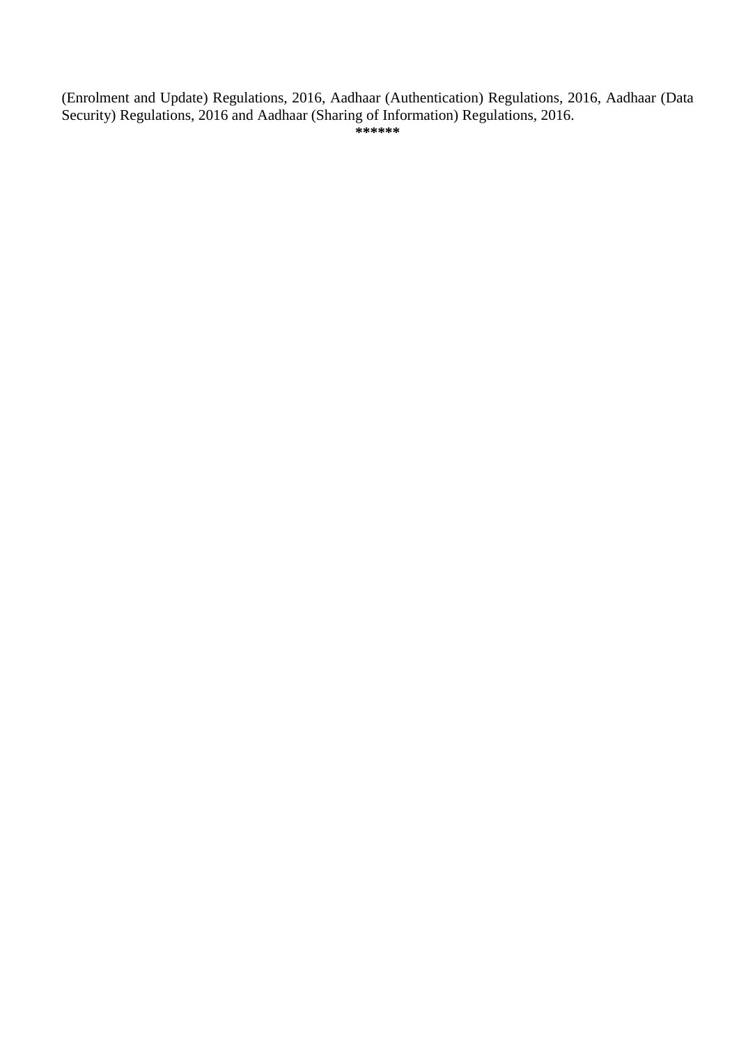(Enrolment and Update) Regulations, 2016, Aadhaar (Authentication) Regulations, 2016, Aadhaar (Data Security) Regulations, 2016 and Aadhaar (Sharing of Information) Regulations, 2016.

******